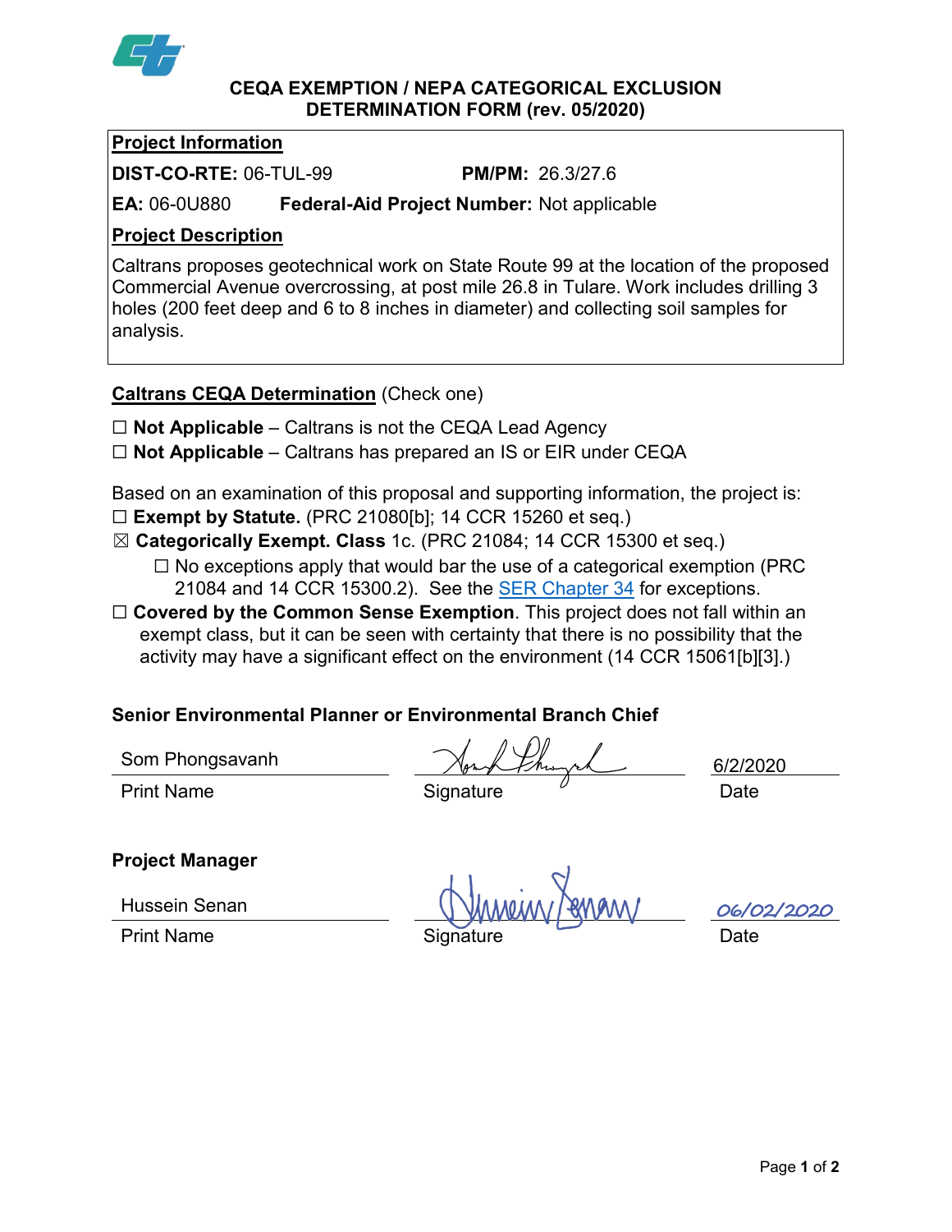# CEQA EXEMPTION / NEPA CATEGORICAL EXCLUSION DETERMINATION FORM (rev. 05/2020)

## Project Information

**DIST-CO-RTE:** 06-TUL-99 **PM/PM:** 26.3/27.6

**EA:** 06-0U880 **Federal-Aid Project Number:** Not applicable

## Project Description

Caltrans proposes geotechnical work on State Route 99 at the location of the proposed Commercial Avenue overcrossing, at post mile 26.8 in Tulare. Work includes drilling 3 holes (200 feet deep and 6 to 8 inches in diameter) and collecting soil samples for analysis.

## Caltrans CEQA Determination (Check one)

☐ **Not Applicable** – Caltrans is not the CEQA Lead Agency

☐ **Not Applicable** – Caltrans has prepared an IS or EIR under CEQA

Based on an examination of this proposal and supporting information, the project is:

☐ **Exempt by Statute.** (PRC 21080[b]; 14 CCR 15260 et seq.)

☒ **Categorically Exempt. Class** 1c. (PRC 21084; 14 CCR 15300 et seq.)

☐ No exceptions apply that would bar the use of a categorical exemption (PRC 21084 and 14 CCR 15300.2). See the SER Chapter 34 for exceptions.

☐ **Covered by the Common Sense Exemption**. This project does not fall within an exempt class, but it can be seen with certainty that there is no possibility that the activity may have a significant effect on the environment (14 CCR 15061[b][3].)

### Senior Environmental Planner or Environmental Branch Chief

| Print Name | Signature | Date |
|---|---|---|
| Som Phongsavanh | [Signature] | 6/2/2020 |

### Project Manager

| Print Name | Signature | Date |
|---|---|---|
| Hussein Senan | [Signature] | 06/02/2020 |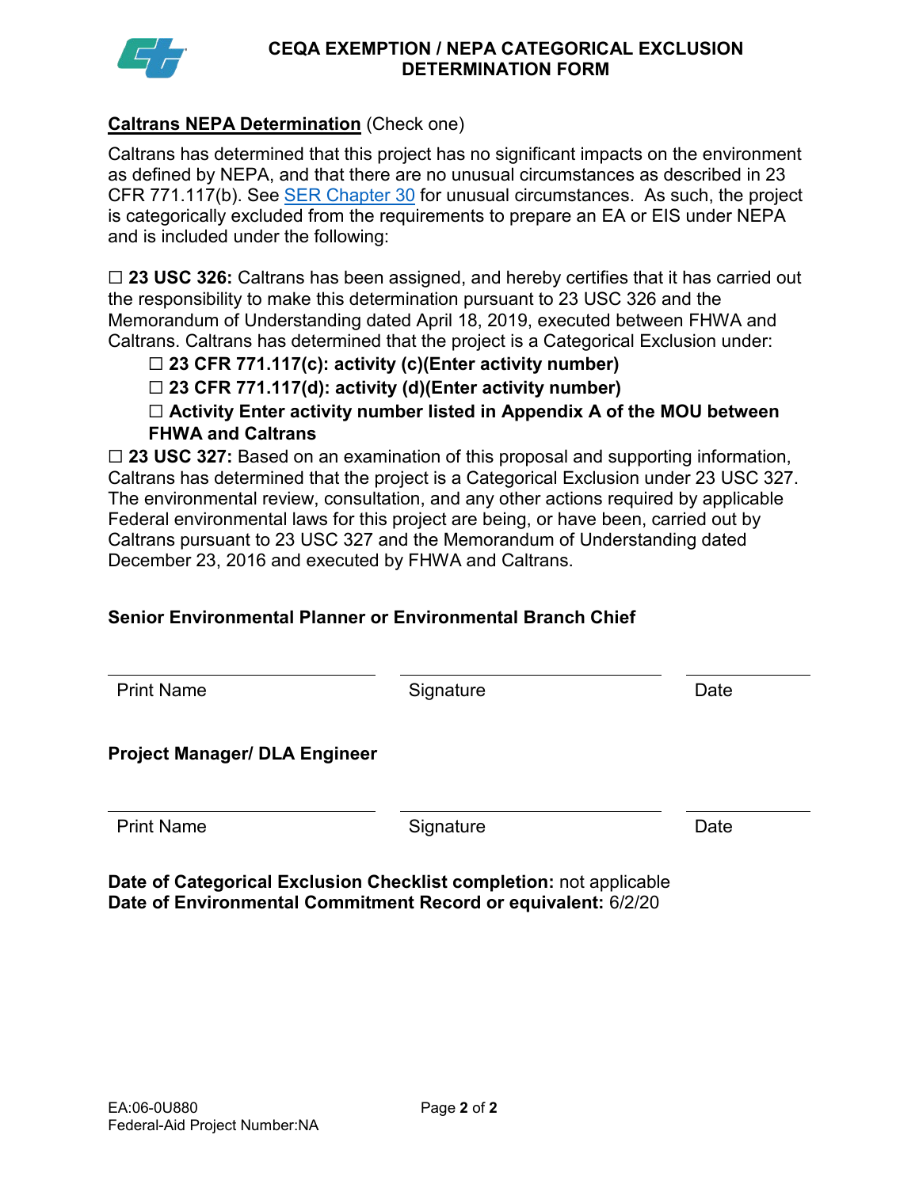# CEQA EXEMPTION / NEPA CATEGORICAL EXCLUSION DETERMINATION FORM

**Caltrans NEPA Determination** (Check one)

Caltrans has determined that this project has no significant impacts on the environment as defined by NEPA, and that there are no unusual circumstances as described in 23 CFR 771.117(b). See SER Chapter 30 for unusual circumstances. As such, the project is categorically excluded from the requirements to prepare an EA or EIS under NEPA and is included under the following:

☐ **23 USC 326:** Caltrans has been assigned, and hereby certifies that it has carried out the responsibility to make this determination pursuant to 23 USC 326 and the Memorandum of Understanding dated April 18, 2019, executed between FHWA and Caltrans. Caltrans has determined that the project is a Categorical Exclusion under:

- ☐ **23 CFR 771.117(c): activity (c)(Enter activity number)**
- ☐ **23 CFR 771.117(d): activity (d)(Enter activity number)**
- ☐ **Activity Enter activity number listed in Appendix A of the MOU between FHWA and Caltrans**

☐ **23 USC 327:** Based on an examination of this proposal and supporting information, Caltrans has determined that the project is a Categorical Exclusion under 23 USC 327. The environmental review, consultation, and any other actions required by applicable Federal environmental laws for this project are being, or have been, carried out by Caltrans pursuant to 23 USC 327 and the Memorandum of Understanding dated December 23, 2016 and executed by FHWA and Caltrans.

**Senior Environmental Planner or Environmental Branch Chief**

| Print Name | Signature | Date |
|---|---|---|

**Project Manager/ DLA Engineer**

| Print Name | Signature | Date |
|---|---|---|

**Date of Categorical Exclusion Checklist completion:** not applicable
**Date of Environmental Commitment Record or equivalent:** 6/2/20

EA:06-0U880
Federal-Aid Project Number:NA